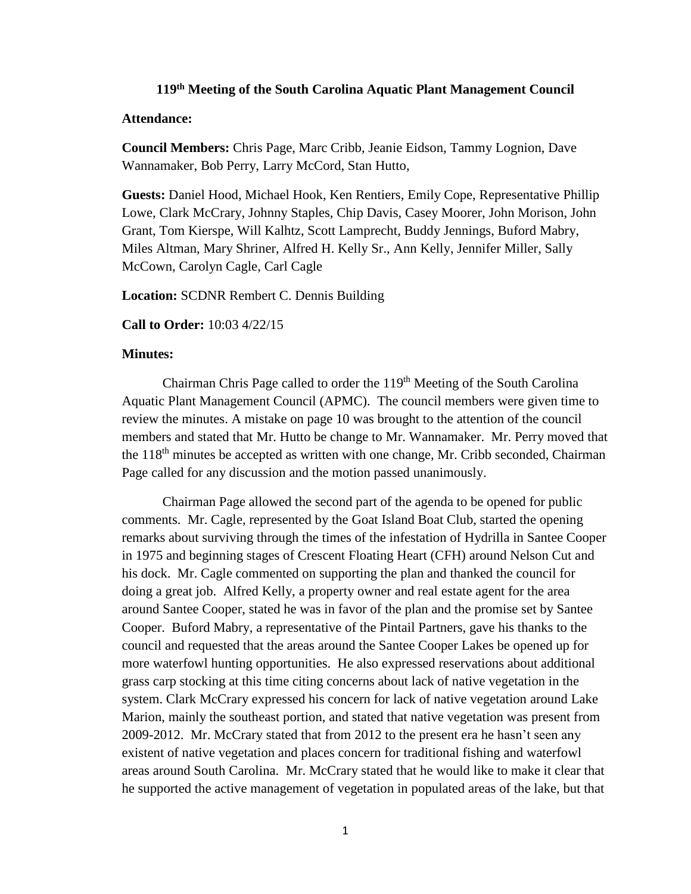# 119th Meeting of the South Carolina Aquatic Plant Management Council

**Attendance:**

**Council Members:** Chris Page, Marc Cribb, Jeanie Eidson, Tammy Lognion, Dave Wannamaker, Bob Perry, Larry McCord, Stan Hutto,

**Guests:** Daniel Hood, Michael Hook, Ken Rentiers, Emily Cope, Representative Phillip Lowe, Clark McCrary, Johnny Staples, Chip Davis, Casey Moorer, John Morison, John Grant, Tom Kierspe, Will Kalhtz, Scott Lamprecht, Buddy Jennings, Buford Mabry, Miles Altman, Mary Shriner, Alfred H. Kelly Sr., Ann Kelly, Jennifer Miller, Sally McCown, Carolyn Cagle, Carl Cagle

**Location:** SCDNR Rembert C. Dennis Building

**Call to Order:** 10:03 4/22/15

**Minutes:**

Chairman Chris Page called to order the 119th Meeting of the South Carolina Aquatic Plant Management Council (APMC). The council members were given time to review the minutes. A mistake on page 10 was brought to the attention of the council members and stated that Mr. Hutto be change to Mr. Wannamaker. Mr. Perry moved that the 118th minutes be accepted as written with one change, Mr. Cribb seconded, Chairman Page called for any discussion and the motion passed unanimously.

Chairman Page allowed the second part of the agenda to be opened for public comments. Mr. Cagle, represented by the Goat Island Boat Club, started the opening remarks about surviving through the times of the infestation of Hydrilla in Santee Cooper in 1975 and beginning stages of Crescent Floating Heart (CFH) around Nelson Cut and his dock. Mr. Cagle commented on supporting the plan and thanked the council for doing a great job. Alfred Kelly, a property owner and real estate agent for the area around Santee Cooper, stated he was in favor of the plan and the promise set by Santee Cooper. Buford Mabry, a representative of the Pintail Partners, gave his thanks to the council and requested that the areas around the Santee Cooper Lakes be opened up for more waterfowl hunting opportunities. He also expressed reservations about additional grass carp stocking at this time citing concerns about lack of native vegetation in the system. Clark McCrary expressed his concern for lack of native vegetation around Lake Marion, mainly the southeast portion, and stated that native vegetation was present from 2009-2012. Mr. McCrary stated that from 2012 to the present era he hasn't seen any existent of native vegetation and places concern for traditional fishing and waterfowl areas around South Carolina. Mr. McCrary stated that he would like to make it clear that he supported the active management of vegetation in populated areas of the lake, but that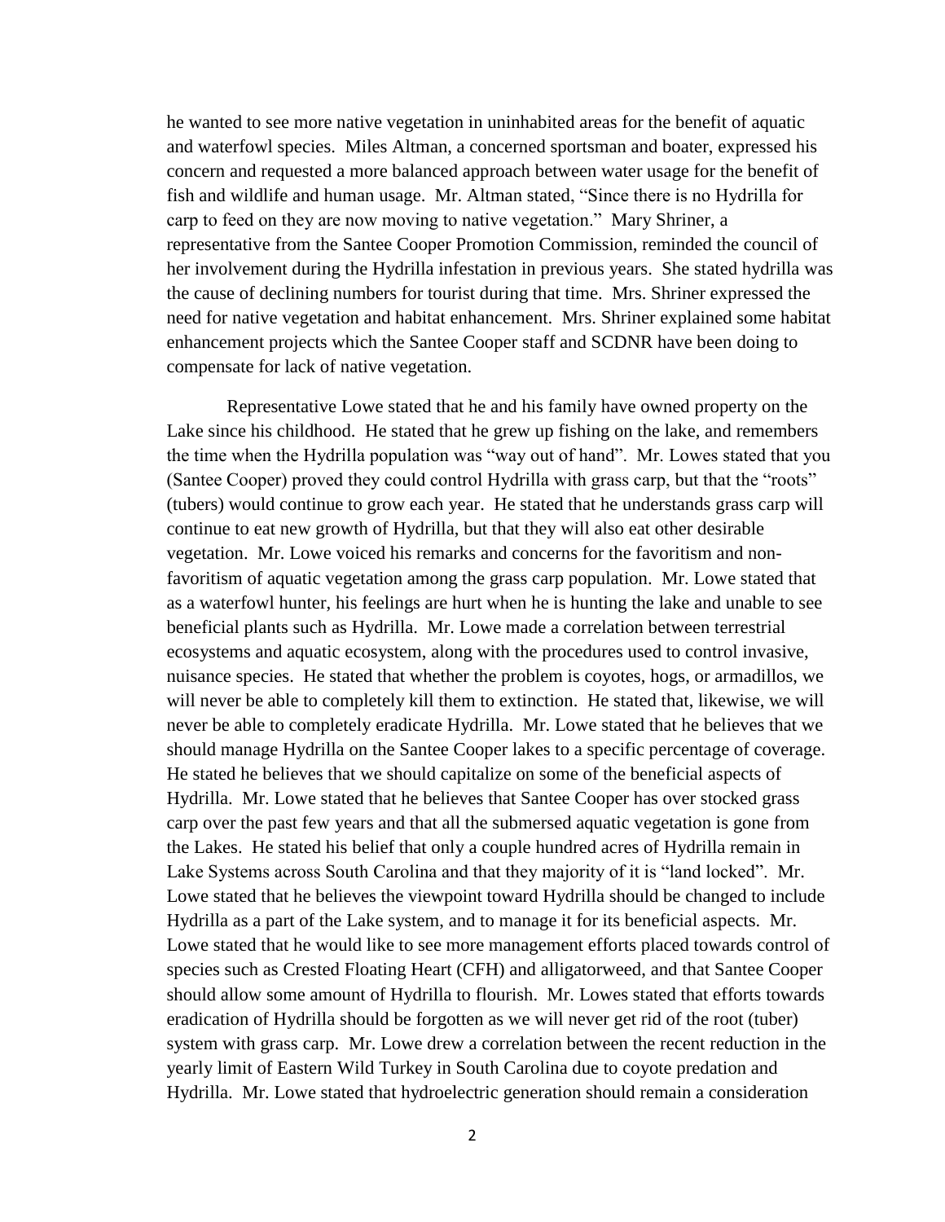he wanted to see more native vegetation in uninhabited areas for the benefit of aquatic and waterfowl species. Miles Altman, a concerned sportsman and boater, expressed his concern and requested a more balanced approach between water usage for the benefit of fish and wildlife and human usage. Mr. Altman stated, "Since there is no Hydrilla for carp to feed on they are now moving to native vegetation." Mary Shriner, a representative from the Santee Cooper Promotion Commission, reminded the council of her involvement during the Hydrilla infestation in previous years. She stated hydrilla was the cause of declining numbers for tourist during that time. Mrs. Shriner expressed the need for native vegetation and habitat enhancement. Mrs. Shriner explained some habitat enhancement projects which the Santee Cooper staff and SCDNR have been doing to compensate for lack of native vegetation.

Representative Lowe stated that he and his family have owned property on the Lake since his childhood. He stated that he grew up fishing on the lake, and remembers the time when the Hydrilla population was "way out of hand". Mr. Lowes stated that you (Santee Cooper) proved they could control Hydrilla with grass carp, but that the "roots" (tubers) would continue to grow each year. He stated that he understands grass carp will continue to eat new growth of Hydrilla, but that they will also eat other desirable vegetation. Mr. Lowe voiced his remarks and concerns for the favoritism and non-favoritism of aquatic vegetation among the grass carp population. Mr. Lowe stated that as a waterfowl hunter, his feelings are hurt when he is hunting the lake and unable to see beneficial plants such as Hydrilla. Mr. Lowe made a correlation between terrestrial ecosystems and aquatic ecosystem, along with the procedures used to control invasive, nuisance species. He stated that whether the problem is coyotes, hogs, or armadillos, we will never be able to completely kill them to extinction. He stated that, likewise, we will never be able to completely eradicate Hydrilla. Mr. Lowe stated that he believes that we should manage Hydrilla on the Santee Cooper lakes to a specific percentage of coverage. He stated he believes that we should capitalize on some of the beneficial aspects of Hydrilla. Mr. Lowe stated that he believes that Santee Cooper has over stocked grass carp over the past few years and that all the submersed aquatic vegetation is gone from the Lakes. He stated his belief that only a couple hundred acres of Hydrilla remain in Lake Systems across South Carolina and that they majority of it is "land locked". Mr. Lowe stated that he believes the viewpoint toward Hydrilla should be changed to include Hydrilla as a part of the Lake system, and to manage it for its beneficial aspects. Mr. Lowe stated that he would like to see more management efforts placed towards control of species such as Crested Floating Heart (CFH) and alligatorweed, and that Santee Cooper should allow some amount of Hydrilla to flourish. Mr. Lowes stated that efforts towards eradication of Hydrilla should be forgotten as we will never get rid of the root (tuber) system with grass carp. Mr. Lowe drew a correlation between the recent reduction in the yearly limit of Eastern Wild Turkey in South Carolina due to coyote predation and Hydrilla. Mr. Lowe stated that hydroelectric generation should remain a consideration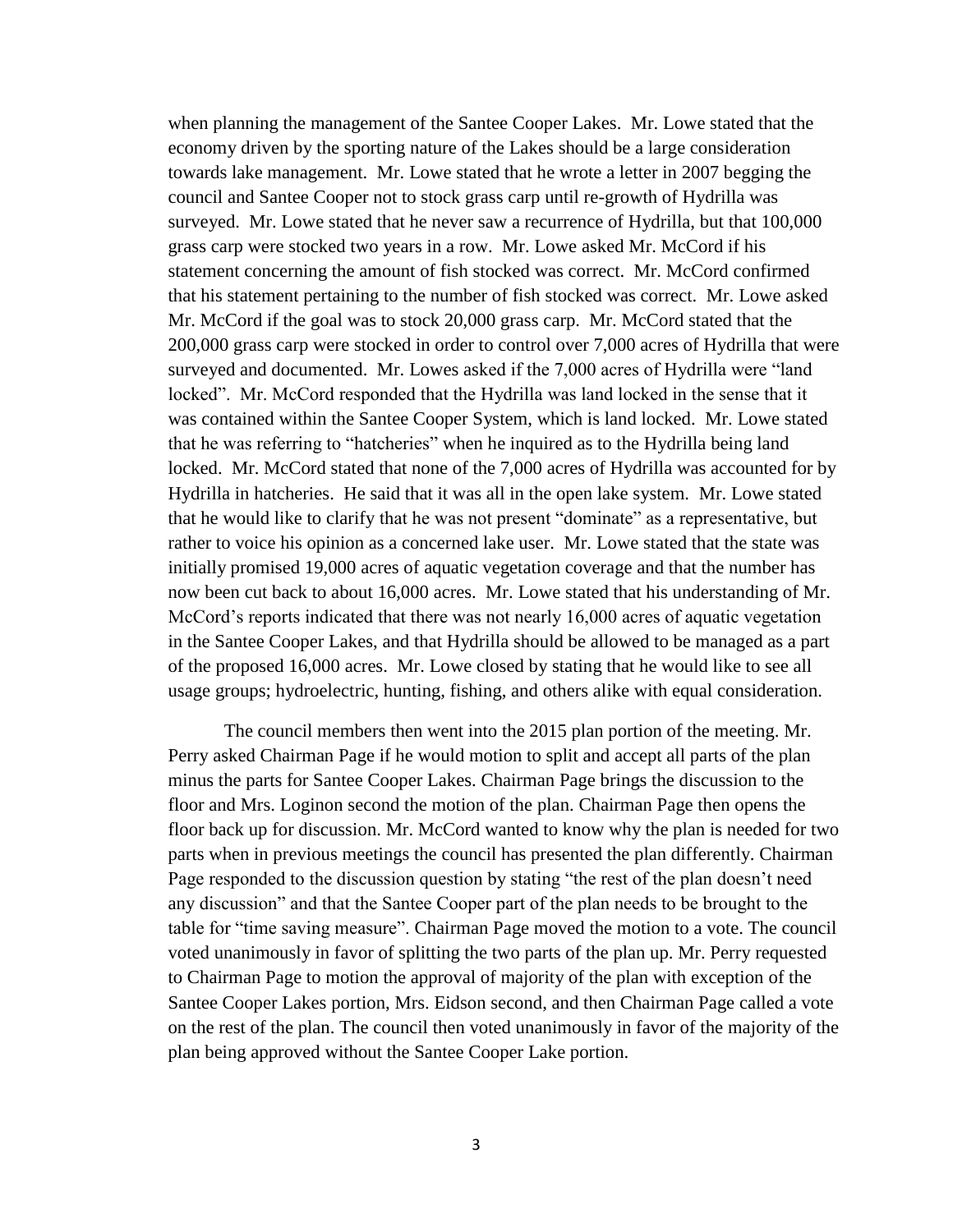when planning the management of the Santee Cooper Lakes. Mr. Lowe stated that the economy driven by the sporting nature of the Lakes should be a large consideration towards lake management. Mr. Lowe stated that he wrote a letter in 2007 begging the council and Santee Cooper not to stock grass carp until re-growth of Hydrilla was surveyed. Mr. Lowe stated that he never saw a recurrence of Hydrilla, but that 100,000 grass carp were stocked two years in a row. Mr. Lowe asked Mr. McCord if his statement concerning the amount of fish stocked was correct. Mr. McCord confirmed that his statement pertaining to the number of fish stocked was correct. Mr. Lowe asked Mr. McCord if the goal was to stock 20,000 grass carp. Mr. McCord stated that the 200,000 grass carp were stocked in order to control over 7,000 acres of Hydrilla that were surveyed and documented. Mr. Lowes asked if the 7,000 acres of Hydrilla were "land locked". Mr. McCord responded that the Hydrilla was land locked in the sense that it was contained within the Santee Cooper System, which is land locked. Mr. Lowe stated that he was referring to "hatcheries" when he inquired as to the Hydrilla being land locked. Mr. McCord stated that none of the 7,000 acres of Hydrilla was accounted for by Hydrilla in hatcheries. He said that it was all in the open lake system. Mr. Lowe stated that he would like to clarify that he was not present "dominate" as a representative, but rather to voice his opinion as a concerned lake user. Mr. Lowe stated that the state was initially promised 19,000 acres of aquatic vegetation coverage and that the number has now been cut back to about 16,000 acres. Mr. Lowe stated that his understanding of Mr. McCord's reports indicated that there was not nearly 16,000 acres of aquatic vegetation in the Santee Cooper Lakes, and that Hydrilla should be allowed to be managed as a part of the proposed 16,000 acres. Mr. Lowe closed by stating that he would like to see all usage groups; hydroelectric, hunting, fishing, and others alike with equal consideration.

The council members then went into the 2015 plan portion of the meeting. Mr. Perry asked Chairman Page if he would motion to split and accept all parts of the plan minus the parts for Santee Cooper Lakes. Chairman Page brings the discussion to the floor and Mrs. Loginon second the motion of the plan. Chairman Page then opens the floor back up for discussion. Mr. McCord wanted to know why the plan is needed for two parts when in previous meetings the council has presented the plan differently. Chairman Page responded to the discussion question by stating "the rest of the plan doesn't need any discussion" and that the Santee Cooper part of the plan needs to be brought to the table for "time saving measure". Chairman Page moved the motion to a vote. The council voted unanimously in favor of splitting the two parts of the plan up. Mr. Perry requested to Chairman Page to motion the approval of majority of the plan with exception of the Santee Cooper Lakes portion, Mrs. Eidson second, and then Chairman Page called a vote on the rest of the plan. The council then voted unanimously in favor of the majority of the plan being approved without the Santee Cooper Lake portion.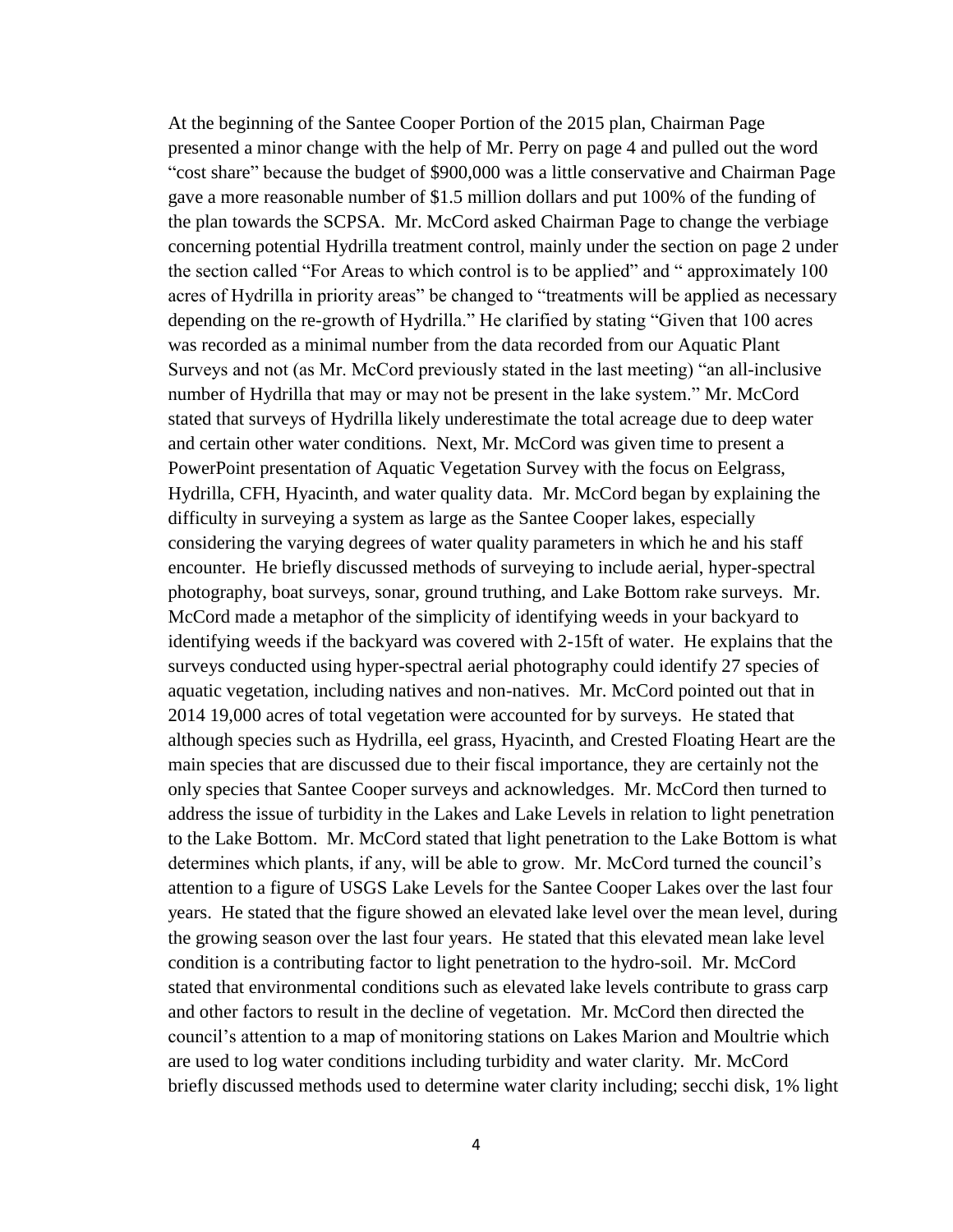At the beginning of the Santee Cooper Portion of the 2015 plan, Chairman Page presented a minor change with the help of Mr. Perry on page 4 and pulled out the word "cost share" because the budget of $900,000 was a little conservative and Chairman Page gave a more reasonable number of $1.5 million dollars and put 100% of the funding of the plan towards the SCPSA. Mr. McCord asked Chairman Page to change the verbiage concerning potential Hydrilla treatment control, mainly under the section on page 2 under the section called "For Areas to which control is to be applied" and " approximately 100 acres of Hydrilla in priority areas" be changed to "treatments will be applied as necessary depending on the re-growth of Hydrilla." He clarified by stating "Given that 100 acres was recorded as a minimal number from the data recorded from our Aquatic Plant Surveys and not (as Mr. McCord previously stated in the last meeting) "an all-inclusive number of Hydrilla that may or may not be present in the lake system." Mr. McCord stated that surveys of Hydrilla likely underestimate the total acreage due to deep water and certain other water conditions. Next, Mr. McCord was given time to present a PowerPoint presentation of Aquatic Vegetation Survey with the focus on Eelgrass, Hydrilla, CFH, Hyacinth, and water quality data. Mr. McCord began by explaining the difficulty in surveying a system as large as the Santee Cooper lakes, especially considering the varying degrees of water quality parameters in which he and his staff encounter. He briefly discussed methods of surveying to include aerial, hyper-spectral photography, boat surveys, sonar, ground truthing, and Lake Bottom rake surveys. Mr. McCord made a metaphor of the simplicity of identifying weeds in your backyard to identifying weeds if the backyard was covered with 2-15ft of water. He explains that the surveys conducted using hyper-spectral aerial photography could identify 27 species of aquatic vegetation, including natives and non-natives. Mr. McCord pointed out that in 2014 19,000 acres of total vegetation were accounted for by surveys. He stated that although species such as Hydrilla, eel grass, Hyacinth, and Crested Floating Heart are the main species that are discussed due to their fiscal importance, they are certainly not the only species that Santee Cooper surveys and acknowledges. Mr. McCord then turned to address the issue of turbidity in the Lakes and Lake Levels in relation to light penetration to the Lake Bottom. Mr. McCord stated that light penetration to the Lake Bottom is what determines which plants, if any, will be able to grow. Mr. McCord turned the council's attention to a figure of USGS Lake Levels for the Santee Cooper Lakes over the last four years. He stated that the figure showed an elevated lake level over the mean level, during the growing season over the last four years. He stated that this elevated mean lake level condition is a contributing factor to light penetration to the hydro-soil. Mr. McCord stated that environmental conditions such as elevated lake levels contribute to grass carp and other factors to result in the decline of vegetation. Mr. McCord then directed the council's attention to a map of monitoring stations on Lakes Marion and Moultrie which are used to log water conditions including turbidity and water clarity. Mr. McCord briefly discussed methods used to determine water clarity including; secchi disk, 1% light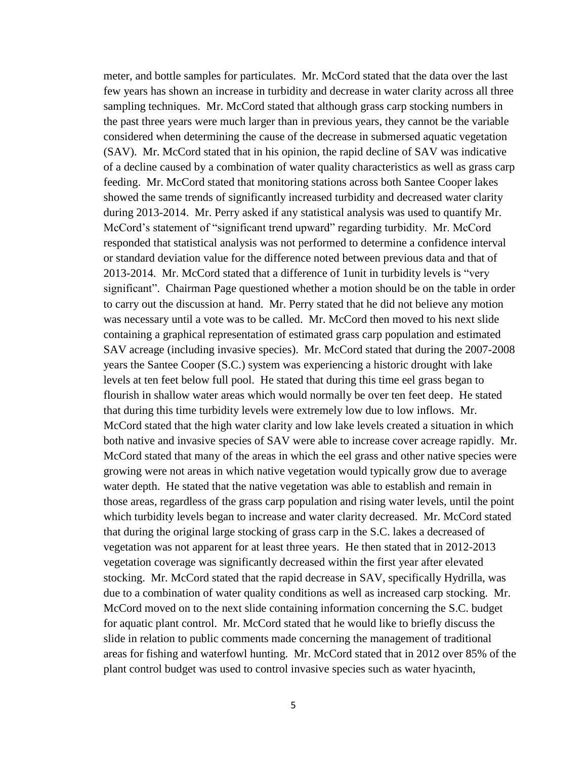meter, and bottle samples for particulates. Mr. McCord stated that the data over the last few years has shown an increase in turbidity and decrease in water clarity across all three sampling techniques. Mr. McCord stated that although grass carp stocking numbers in the past three years were much larger than in previous years, they cannot be the variable considered when determining the cause of the decrease in submersed aquatic vegetation (SAV). Mr. McCord stated that in his opinion, the rapid decline of SAV was indicative of a decline caused by a combination of water quality characteristics as well as grass carp feeding. Mr. McCord stated that monitoring stations across both Santee Cooper lakes showed the same trends of significantly increased turbidity and decreased water clarity during 2013-2014. Mr. Perry asked if any statistical analysis was used to quantify Mr. McCord's statement of "significant trend upward" regarding turbidity. Mr. McCord responded that statistical analysis was not performed to determine a confidence interval or standard deviation value for the difference noted between previous data and that of 2013-2014. Mr. McCord stated that a difference of 1unit in turbidity levels is "very significant". Chairman Page questioned whether a motion should be on the table in order to carry out the discussion at hand. Mr. Perry stated that he did not believe any motion was necessary until a vote was to be called. Mr. McCord then moved to his next slide containing a graphical representation of estimated grass carp population and estimated SAV acreage (including invasive species). Mr. McCord stated that during the 2007-2008 years the Santee Cooper (S.C.) system was experiencing a historic drought with lake levels at ten feet below full pool. He stated that during this time eel grass began to flourish in shallow water areas which would normally be over ten feet deep. He stated that during this time turbidity levels were extremely low due to low inflows. Mr. McCord stated that the high water clarity and low lake levels created a situation in which both native and invasive species of SAV were able to increase cover acreage rapidly. Mr. McCord stated that many of the areas in which the eel grass and other native species were growing were not areas in which native vegetation would typically grow due to average water depth. He stated that the native vegetation was able to establish and remain in those areas, regardless of the grass carp population and rising water levels, until the point which turbidity levels began to increase and water clarity decreased. Mr. McCord stated that during the original large stocking of grass carp in the S.C. lakes a decreased of vegetation was not apparent for at least three years. He then stated that in 2012-2013 vegetation coverage was significantly decreased within the first year after elevated stocking. Mr. McCord stated that the rapid decrease in SAV, specifically Hydrilla, was due to a combination of water quality conditions as well as increased carp stocking. Mr. McCord moved on to the next slide containing information concerning the S.C. budget for aquatic plant control. Mr. McCord stated that he would like to briefly discuss the slide in relation to public comments made concerning the management of traditional areas for fishing and waterfowl hunting. Mr. McCord stated that in 2012 over 85% of the plant control budget was used to control invasive species such as water hyacinth,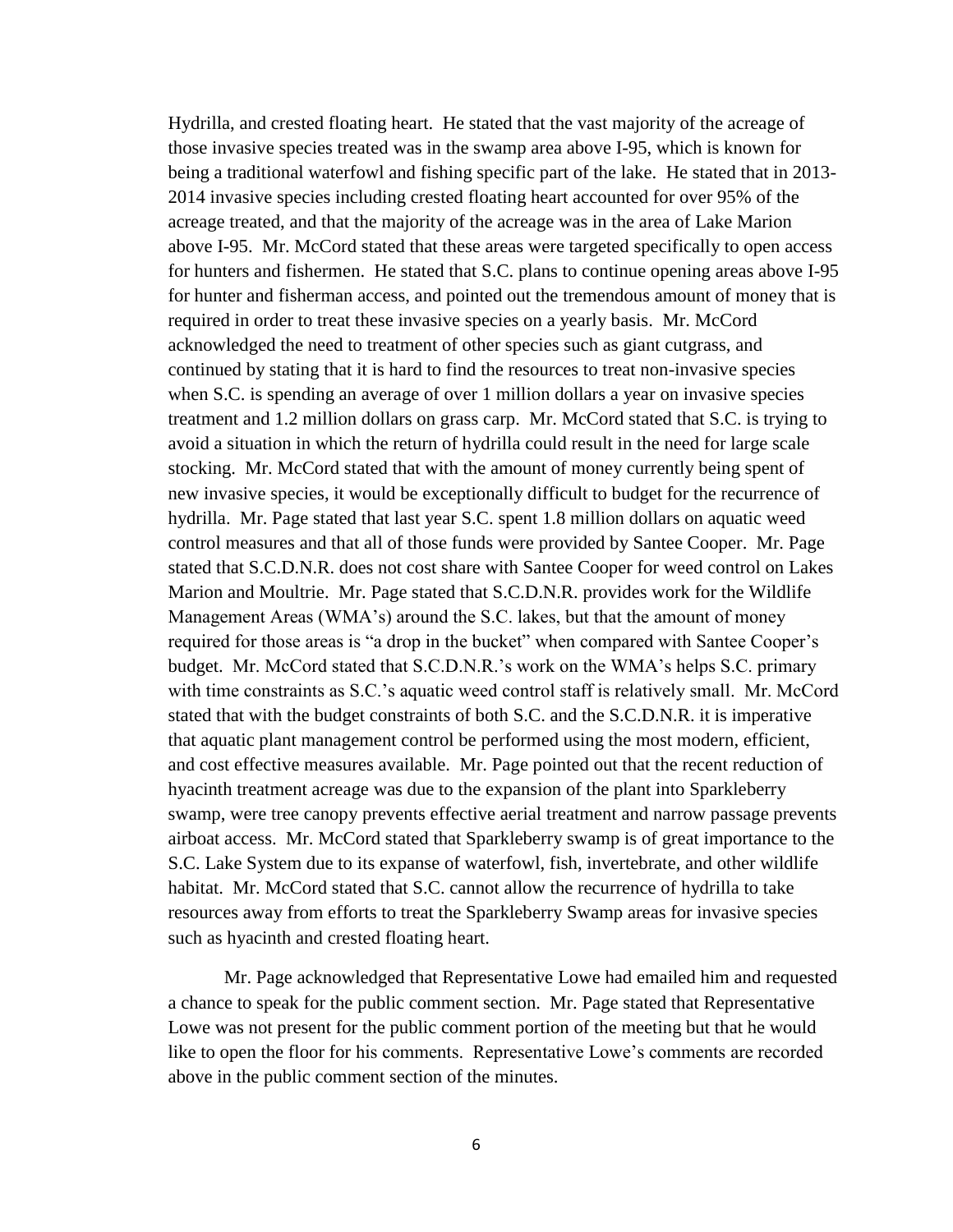Hydrilla, and crested floating heart. He stated that the vast majority of the acreage of those invasive species treated was in the swamp area above I-95, which is known for being a traditional waterfowl and fishing specific part of the lake. He stated that in 2013-2014 invasive species including crested floating heart accounted for over 95% of the acreage treated, and that the majority of the acreage was in the area of Lake Marion above I-95. Mr. McCord stated that these areas were targeted specifically to open access for hunters and fishermen. He stated that S.C. plans to continue opening areas above I-95 for hunter and fisherman access, and pointed out the tremendous amount of money that is required in order to treat these invasive species on a yearly basis. Mr. McCord acknowledged the need to treatment of other species such as giant cutgrass, and continued by stating that it is hard to find the resources to treat non-invasive species when S.C. is spending an average of over 1 million dollars a year on invasive species treatment and 1.2 million dollars on grass carp. Mr. McCord stated that S.C. is trying to avoid a situation in which the return of hydrilla could result in the need for large scale stocking. Mr. McCord stated that with the amount of money currently being spent of new invasive species, it would be exceptionally difficult to budget for the recurrence of hydrilla. Mr. Page stated that last year S.C. spent 1.8 million dollars on aquatic weed control measures and that all of those funds were provided by Santee Cooper. Mr. Page stated that S.C.D.N.R. does not cost share with Santee Cooper for weed control on Lakes Marion and Moultrie. Mr. Page stated that S.C.D.N.R. provides work for the Wildlife Management Areas (WMA's) around the S.C. lakes, but that the amount of money required for those areas is "a drop in the bucket" when compared with Santee Cooper's budget. Mr. McCord stated that S.C.D.N.R.'s work on the WMA's helps S.C. primary with time constraints as S.C.'s aquatic weed control staff is relatively small. Mr. McCord stated that with the budget constraints of both S.C. and the S.C.D.N.R. it is imperative that aquatic plant management control be performed using the most modern, efficient, and cost effective measures available. Mr. Page pointed out that the recent reduction of hyacinth treatment acreage was due to the expansion of the plant into Sparkleberry swamp, were tree canopy prevents effective aerial treatment and narrow passage prevents airboat access. Mr. McCord stated that Sparkleberry swamp is of great importance to the S.C. Lake System due to its expanse of waterfowl, fish, invertebrate, and other wildlife habitat. Mr. McCord stated that S.C. cannot allow the recurrence of hydrilla to take resources away from efforts to treat the Sparkleberry Swamp areas for invasive species such as hyacinth and crested floating heart.

Mr. Page acknowledged that Representative Lowe had emailed him and requested a chance to speak for the public comment section. Mr. Page stated that Representative Lowe was not present for the public comment portion of the meeting but that he would like to open the floor for his comments. Representative Lowe's comments are recorded above in the public comment section of the minutes.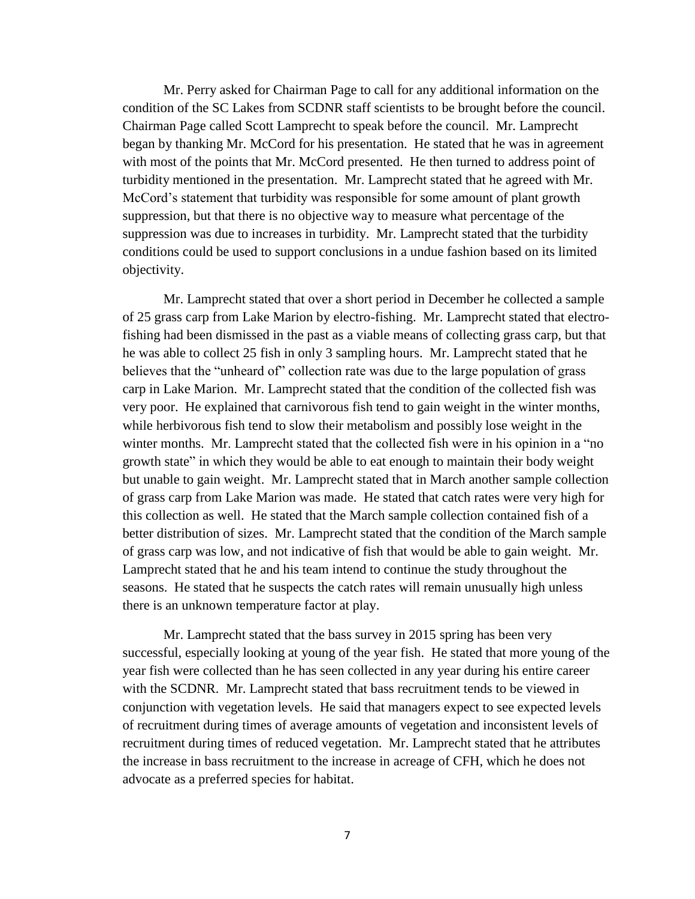Mr. Perry asked for Chairman Page to call for any additional information on the condition of the SC Lakes from SCDNR staff scientists to be brought before the council. Chairman Page called Scott Lamprecht to speak before the council. Mr. Lamprecht began by thanking Mr. McCord for his presentation. He stated that he was in agreement with most of the points that Mr. McCord presented. He then turned to address point of turbidity mentioned in the presentation. Mr. Lamprecht stated that he agreed with Mr. McCord's statement that turbidity was responsible for some amount of plant growth suppression, but that there is no objective way to measure what percentage of the suppression was due to increases in turbidity. Mr. Lamprecht stated that the turbidity conditions could be used to support conclusions in a undue fashion based on its limited objectivity.

Mr. Lamprecht stated that over a short period in December he collected a sample of 25 grass carp from Lake Marion by electro-fishing. Mr. Lamprecht stated that electro-fishing had been dismissed in the past as a viable means of collecting grass carp, but that he was able to collect 25 fish in only 3 sampling hours. Mr. Lamprecht stated that he believes that the "unheard of" collection rate was due to the large population of grass carp in Lake Marion. Mr. Lamprecht stated that the condition of the collected fish was very poor. He explained that carnivorous fish tend to gain weight in the winter months, while herbivorous fish tend to slow their metabolism and possibly lose weight in the winter months. Mr. Lamprecht stated that the collected fish were in his opinion in a "no growth state" in which they would be able to eat enough to maintain their body weight but unable to gain weight. Mr. Lamprecht stated that in March another sample collection of grass carp from Lake Marion was made. He stated that catch rates were very high for this collection as well. He stated that the March sample collection contained fish of a better distribution of sizes. Mr. Lamprecht stated that the condition of the March sample of grass carp was low, and not indicative of fish that would be able to gain weight. Mr. Lamprecht stated that he and his team intend to continue the study throughout the seasons. He stated that he suspects the catch rates will remain unusually high unless there is an unknown temperature factor at play.

Mr. Lamprecht stated that the bass survey in 2015 spring has been very successful, especially looking at young of the year fish. He stated that more young of the year fish were collected than he has seen collected in any year during his entire career with the SCDNR. Mr. Lamprecht stated that bass recruitment tends to be viewed in conjunction with vegetation levels. He said that managers expect to see expected levels of recruitment during times of average amounts of vegetation and inconsistent levels of recruitment during times of reduced vegetation. Mr. Lamprecht stated that he attributes the increase in bass recruitment to the increase in acreage of CFH, which he does not advocate as a preferred species for habitat.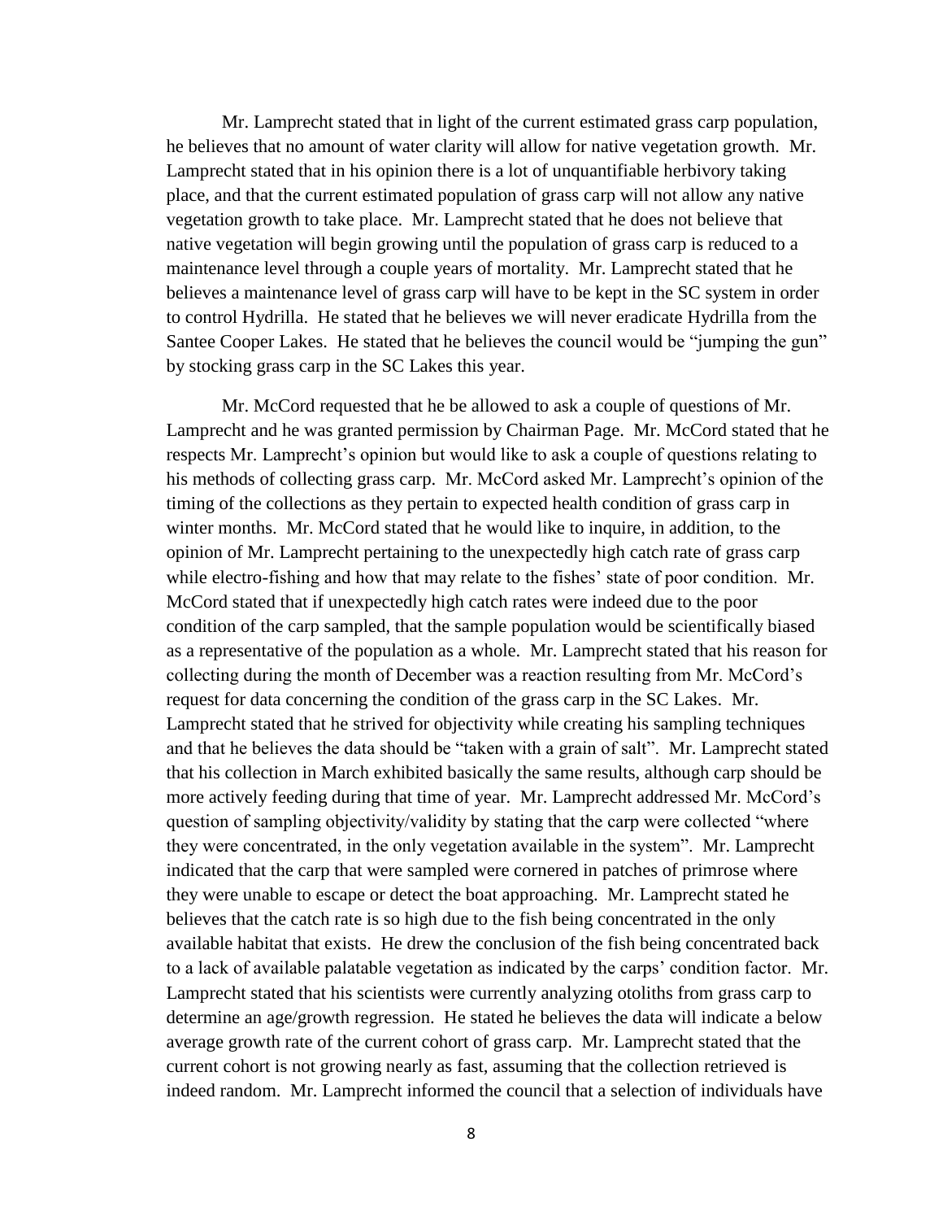Mr. Lamprecht stated that in light of the current estimated grass carp population, he believes that no amount of water clarity will allow for native vegetation growth. Mr. Lamprecht stated that in his opinion there is a lot of unquantifiable herbivory taking place, and that the current estimated population of grass carp will not allow any native vegetation growth to take place. Mr. Lamprecht stated that he does not believe that native vegetation will begin growing until the population of grass carp is reduced to a maintenance level through a couple years of mortality. Mr. Lamprecht stated that he believes a maintenance level of grass carp will have to be kept in the SC system in order to control Hydrilla. He stated that he believes we will never eradicate Hydrilla from the Santee Cooper Lakes. He stated that he believes the council would be "jumping the gun" by stocking grass carp in the SC Lakes this year.

Mr. McCord requested that he be allowed to ask a couple of questions of Mr. Lamprecht and he was granted permission by Chairman Page. Mr. McCord stated that he respects Mr. Lamprecht's opinion but would like to ask a couple of questions relating to his methods of collecting grass carp. Mr. McCord asked Mr. Lamprecht's opinion of the timing of the collections as they pertain to expected health condition of grass carp in winter months. Mr. McCord stated that he would like to inquire, in addition, to the opinion of Mr. Lamprecht pertaining to the unexpectedly high catch rate of grass carp while electro-fishing and how that may relate to the fishes' state of poor condition. Mr. McCord stated that if unexpectedly high catch rates were indeed due to the poor condition of the carp sampled, that the sample population would be scientifically biased as a representative of the population as a whole. Mr. Lamprecht stated that his reason for collecting during the month of December was a reaction resulting from Mr. McCord's request for data concerning the condition of the grass carp in the SC Lakes. Mr. Lamprecht stated that he strived for objectivity while creating his sampling techniques and that he believes the data should be "taken with a grain of salt". Mr. Lamprecht stated that his collection in March exhibited basically the same results, although carp should be more actively feeding during that time of year. Mr. Lamprecht addressed Mr. McCord's question of sampling objectivity/validity by stating that the carp were collected "where they were concentrated, in the only vegetation available in the system". Mr. Lamprecht indicated that the carp that were sampled were cornered in patches of primrose where they were unable to escape or detect the boat approaching. Mr. Lamprecht stated he believes that the catch rate is so high due to the fish being concentrated in the only available habitat that exists. He drew the conclusion of the fish being concentrated back to a lack of available palatable vegetation as indicated by the carps' condition factor. Mr. Lamprecht stated that his scientists were currently analyzing otoliths from grass carp to determine an age/growth regression. He stated he believes the data will indicate a below average growth rate of the current cohort of grass carp. Mr. Lamprecht stated that the current cohort is not growing nearly as fast, assuming that the collection retrieved is indeed random. Mr. Lamprecht informed the council that a selection of individuals have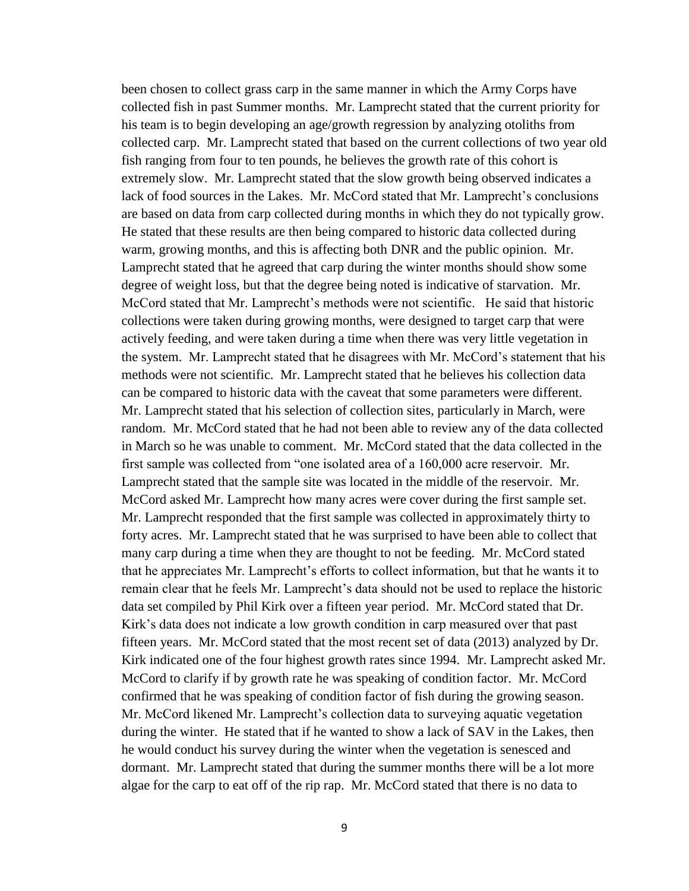been chosen to collect grass carp in the same manner in which the Army Corps have collected fish in past Summer months. Mr. Lamprecht stated that the current priority for his team is to begin developing an age/growth regression by analyzing otoliths from collected carp. Mr. Lamprecht stated that based on the current collections of two year old fish ranging from four to ten pounds, he believes the growth rate of this cohort is extremely slow. Mr. Lamprecht stated that the slow growth being observed indicates a lack of food sources in the Lakes. Mr. McCord stated that Mr. Lamprecht's conclusions are based on data from carp collected during months in which they do not typically grow. He stated that these results are then being compared to historic data collected during warm, growing months, and this is affecting both DNR and the public opinion. Mr. Lamprecht stated that he agreed that carp during the winter months should show some degree of weight loss, but that the degree being noted is indicative of starvation. Mr. McCord stated that Mr. Lamprecht's methods were not scientific. He said that historic collections were taken during growing months, were designed to target carp that were actively feeding, and were taken during a time when there was very little vegetation in the system. Mr. Lamprecht stated that he disagrees with Mr. McCord's statement that his methods were not scientific. Mr. Lamprecht stated that he believes his collection data can be compared to historic data with the caveat that some parameters were different. Mr. Lamprecht stated that his selection of collection sites, particularly in March, were random. Mr. McCord stated that he had not been able to review any of the data collected in March so he was unable to comment. Mr. McCord stated that the data collected in the first sample was collected from "one isolated area of a 160,000 acre reservoir. Mr. Lamprecht stated that the sample site was located in the middle of the reservoir. Mr. McCord asked Mr. Lamprecht how many acres were cover during the first sample set. Mr. Lamprecht responded that the first sample was collected in approximately thirty to forty acres. Mr. Lamprecht stated that he was surprised to have been able to collect that many carp during a time when they are thought to not be feeding. Mr. McCord stated that he appreciates Mr. Lamprecht's efforts to collect information, but that he wants it to remain clear that he feels Mr. Lamprecht's data should not be used to replace the historic data set compiled by Phil Kirk over a fifteen year period. Mr. McCord stated that Dr. Kirk's data does not indicate a low growth condition in carp measured over that past fifteen years. Mr. McCord stated that the most recent set of data (2013) analyzed by Dr. Kirk indicated one of the four highest growth rates since 1994. Mr. Lamprecht asked Mr. McCord to clarify if by growth rate he was speaking of condition factor. Mr. McCord confirmed that he was speaking of condition factor of fish during the growing season. Mr. McCord likened Mr. Lamprecht's collection data to surveying aquatic vegetation during the winter. He stated that if he wanted to show a lack of SAV in the Lakes, then he would conduct his survey during the winter when the vegetation is senesced and dormant. Mr. Lamprecht stated that during the summer months there will be a lot more algae for the carp to eat off of the rip rap. Mr. McCord stated that there is no data to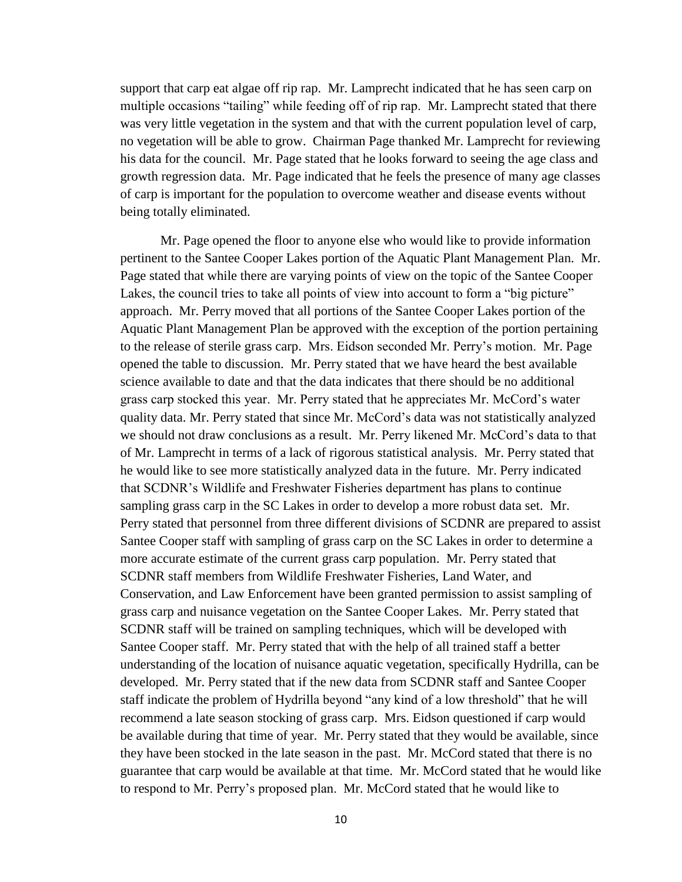support that carp eat algae off rip rap. Mr. Lamprecht indicated that he has seen carp on multiple occasions "tailing" while feeding off of rip rap. Mr. Lamprecht stated that there was very little vegetation in the system and that with the current population level of carp, no vegetation will be able to grow. Chairman Page thanked Mr. Lamprecht for reviewing his data for the council. Mr. Page stated that he looks forward to seeing the age class and growth regression data. Mr. Page indicated that he feels the presence of many age classes of carp is important for the population to overcome weather and disease events without being totally eliminated.

Mr. Page opened the floor to anyone else who would like to provide information pertinent to the Santee Cooper Lakes portion of the Aquatic Plant Management Plan. Mr. Page stated that while there are varying points of view on the topic of the Santee Cooper Lakes, the council tries to take all points of view into account to form a "big picture" approach. Mr. Perry moved that all portions of the Santee Cooper Lakes portion of the Aquatic Plant Management Plan be approved with the exception of the portion pertaining to the release of sterile grass carp. Mrs. Eidson seconded Mr. Perry's motion. Mr. Page opened the table to discussion. Mr. Perry stated that we have heard the best available science available to date and that the data indicates that there should be no additional grass carp stocked this year. Mr. Perry stated that he appreciates Mr. McCord's water quality data. Mr. Perry stated that since Mr. McCord's data was not statistically analyzed we should not draw conclusions as a result. Mr. Perry likened Mr. McCord's data to that of Mr. Lamprecht in terms of a lack of rigorous statistical analysis. Mr. Perry stated that he would like to see more statistically analyzed data in the future. Mr. Perry indicated that SCDNR's Wildlife and Freshwater Fisheries department has plans to continue sampling grass carp in the SC Lakes in order to develop a more robust data set. Mr. Perry stated that personnel from three different divisions of SCDNR are prepared to assist Santee Cooper staff with sampling of grass carp on the SC Lakes in order to determine a more accurate estimate of the current grass carp population. Mr. Perry stated that SCDNR staff members from Wildlife Freshwater Fisheries, Land Water, and Conservation, and Law Enforcement have been granted permission to assist sampling of grass carp and nuisance vegetation on the Santee Cooper Lakes. Mr. Perry stated that SCDNR staff will be trained on sampling techniques, which will be developed with Santee Cooper staff. Mr. Perry stated that with the help of all trained staff a better understanding of the location of nuisance aquatic vegetation, specifically Hydrilla, can be developed. Mr. Perry stated that if the new data from SCDNR staff and Santee Cooper staff indicate the problem of Hydrilla beyond "any kind of a low threshold" that he will recommend a late season stocking of grass carp. Mrs. Eidson questioned if carp would be available during that time of year. Mr. Perry stated that they would be available, since they have been stocked in the late season in the past. Mr. McCord stated that there is no guarantee that carp would be available at that time. Mr. McCord stated that he would like to respond to Mr. Perry's proposed plan. Mr. McCord stated that he would like to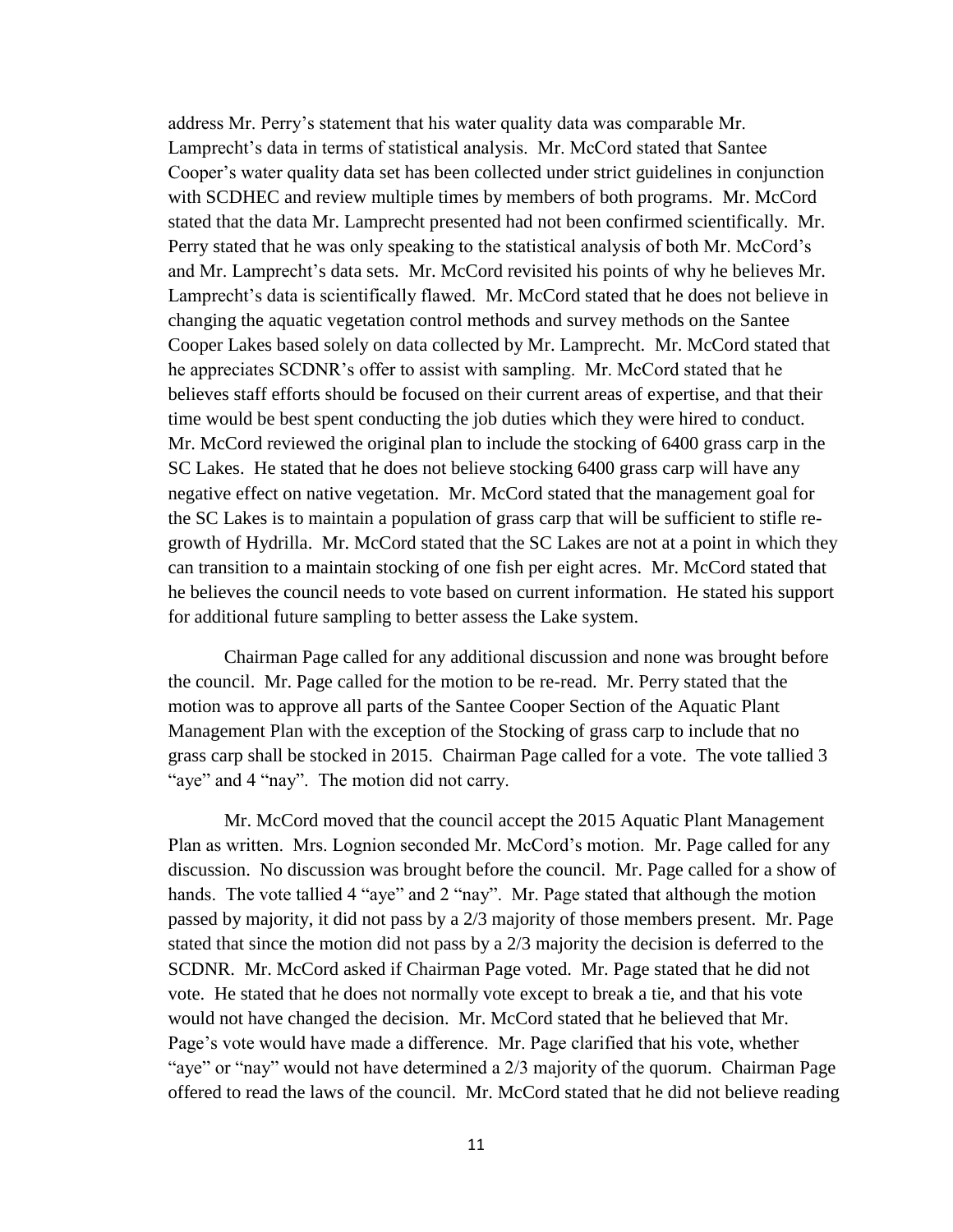address Mr. Perry's statement that his water quality data was comparable Mr. Lamprecht's data in terms of statistical analysis. Mr. McCord stated that Santee Cooper's water quality data set has been collected under strict guidelines in conjunction with SCDHEC and review multiple times by members of both programs. Mr. McCord stated that the data Mr. Lamprecht presented had not been confirmed scientifically. Mr. Perry stated that he was only speaking to the statistical analysis of both Mr. McCord's and Mr. Lamprecht's data sets. Mr. McCord revisited his points of why he believes Mr. Lamprecht's data is scientifically flawed. Mr. McCord stated that he does not believe in changing the aquatic vegetation control methods and survey methods on the Santee Cooper Lakes based solely on data collected by Mr. Lamprecht. Mr. McCord stated that he appreciates SCDNR's offer to assist with sampling. Mr. McCord stated that he believes staff efforts should be focused on their current areas of expertise, and that their time would be best spent conducting the job duties which they were hired to conduct. Mr. McCord reviewed the original plan to include the stocking of 6400 grass carp in the SC Lakes. He stated that he does not believe stocking 6400 grass carp will have any negative effect on native vegetation. Mr. McCord stated that the management goal for the SC Lakes is to maintain a population of grass carp that will be sufficient to stifle re-growth of Hydrilla. Mr. McCord stated that the SC Lakes are not at a point in which they can transition to a maintain stocking of one fish per eight acres. Mr. McCord stated that he believes the council needs to vote based on current information. He stated his support for additional future sampling to better assess the Lake system.

Chairman Page called for any additional discussion and none was brought before the council. Mr. Page called for the motion to be re-read. Mr. Perry stated that the motion was to approve all parts of the Santee Cooper Section of the Aquatic Plant Management Plan with the exception of the Stocking of grass carp to include that no grass carp shall be stocked in 2015. Chairman Page called for a vote. The vote tallied 3 "aye" and 4 "nay". The motion did not carry.

Mr. McCord moved that the council accept the 2015 Aquatic Plant Management Plan as written. Mrs. Lognion seconded Mr. McCord's motion. Mr. Page called for any discussion. No discussion was brought before the council. Mr. Page called for a show of hands. The vote tallied 4 "aye" and 2 "nay". Mr. Page stated that although the motion passed by majority, it did not pass by a 2/3 majority of those members present. Mr. Page stated that since the motion did not pass by a 2/3 majority the decision is deferred to the SCDNR. Mr. McCord asked if Chairman Page voted. Mr. Page stated that he did not vote. He stated that he does not normally vote except to break a tie, and that his vote would not have changed the decision. Mr. McCord stated that he believed that Mr. Page's vote would have made a difference. Mr. Page clarified that his vote, whether "aye" or "nay" would not have determined a 2/3 majority of the quorum. Chairman Page offered to read the laws of the council. Mr. McCord stated that he did not believe reading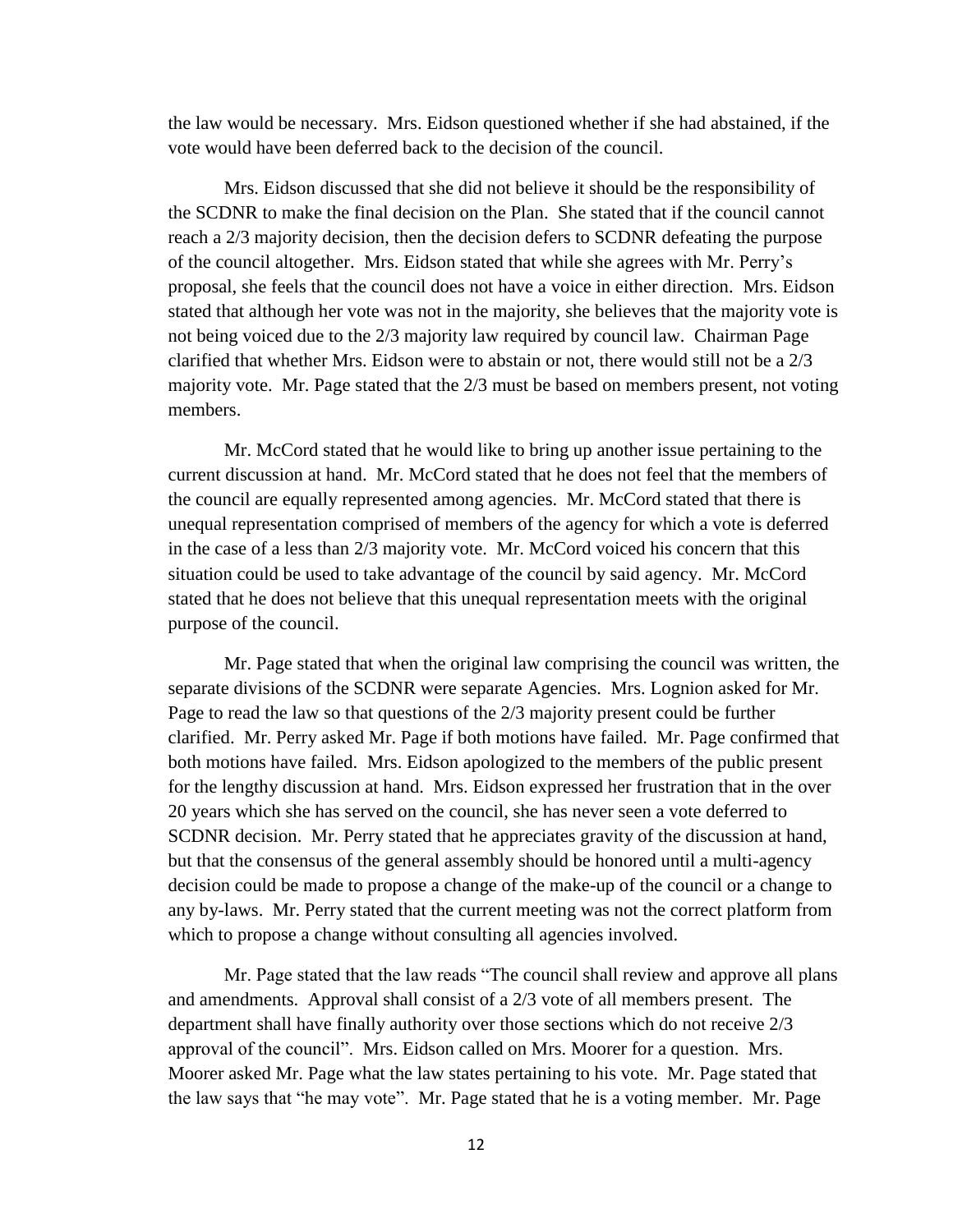the law would be necessary. Mrs. Eidson questioned whether if she had abstained, if the vote would have been deferred back to the decision of the council.

Mrs. Eidson discussed that she did not believe it should be the responsibility of the SCDNR to make the final decision on the Plan. She stated that if the council cannot reach a 2/3 majority decision, then the decision defers to SCDNR defeating the purpose of the council altogether. Mrs. Eidson stated that while she agrees with Mr. Perry's proposal, she feels that the council does not have a voice in either direction. Mrs. Eidson stated that although her vote was not in the majority, she believes that the majority vote is not being voiced due to the 2/3 majority law required by council law. Chairman Page clarified that whether Mrs. Eidson were to abstain or not, there would still not be a 2/3 majority vote. Mr. Page stated that the 2/3 must be based on members present, not voting members.

Mr. McCord stated that he would like to bring up another issue pertaining to the current discussion at hand. Mr. McCord stated that he does not feel that the members of the council are equally represented among agencies. Mr. McCord stated that there is unequal representation comprised of members of the agency for which a vote is deferred in the case of a less than 2/3 majority vote. Mr. McCord voiced his concern that this situation could be used to take advantage of the council by said agency. Mr. McCord stated that he does not believe that this unequal representation meets with the original purpose of the council.

Mr. Page stated that when the original law comprising the council was written, the separate divisions of the SCDNR were separate Agencies. Mrs. Lognion asked for Mr. Page to read the law so that questions of the 2/3 majority present could be further clarified. Mr. Perry asked Mr. Page if both motions have failed. Mr. Page confirmed that both motions have failed. Mrs. Eidson apologized to the members of the public present for the lengthy discussion at hand. Mrs. Eidson expressed her frustration that in the over 20 years which she has served on the council, she has never seen a vote deferred to SCDNR decision. Mr. Perry stated that he appreciates gravity of the discussion at hand, but that the consensus of the general assembly should be honored until a multi-agency decision could be made to propose a change of the make-up of the council or a change to any by-laws. Mr. Perry stated that the current meeting was not the correct platform from which to propose a change without consulting all agencies involved.

Mr. Page stated that the law reads "The council shall review and approve all plans and amendments. Approval shall consist of a 2/3 vote of all members present. The department shall have finally authority over those sections which do not receive 2/3 approval of the council". Mrs. Eidson called on Mrs. Moorer for a question. Mrs. Moorer asked Mr. Page what the law states pertaining to his vote. Mr. Page stated that the law says that "he may vote". Mr. Page stated that he is a voting member. Mr. Page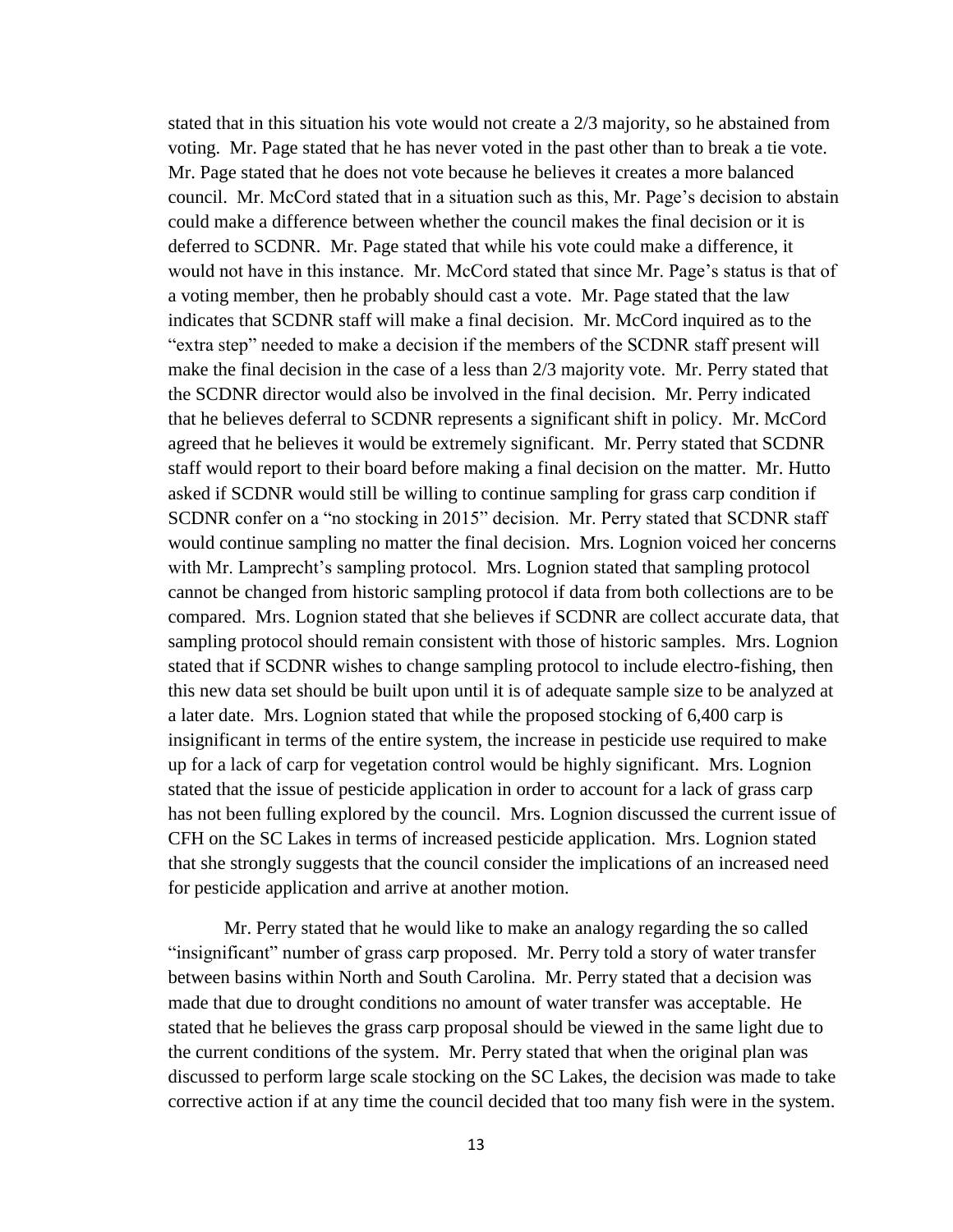stated that in this situation his vote would not create a 2/3 majority, so he abstained from voting. Mr. Page stated that he has never voted in the past other than to break a tie vote. Mr. Page stated that he does not vote because he believes it creates a more balanced council. Mr. McCord stated that in a situation such as this, Mr. Page's decision to abstain could make a difference between whether the council makes the final decision or it is deferred to SCDNR. Mr. Page stated that while his vote could make a difference, it would not have in this instance. Mr. McCord stated that since Mr. Page's status is that of a voting member, then he probably should cast a vote. Mr. Page stated that the law indicates that SCDNR staff will make a final decision. Mr. McCord inquired as to the "extra step" needed to make a decision if the members of the SCDNR staff present will make the final decision in the case of a less than 2/3 majority vote. Mr. Perry stated that the SCDNR director would also be involved in the final decision. Mr. Perry indicated that he believes deferral to SCDNR represents a significant shift in policy. Mr. McCord agreed that he believes it would be extremely significant. Mr. Perry stated that SCDNR staff would report to their board before making a final decision on the matter. Mr. Hutto asked if SCDNR would still be willing to continue sampling for grass carp condition if SCDNR confer on a "no stocking in 2015" decision. Mr. Perry stated that SCDNR staff would continue sampling no matter the final decision. Mrs. Lognion voiced her concerns with Mr. Lamprecht's sampling protocol. Mrs. Lognion stated that sampling protocol cannot be changed from historic sampling protocol if data from both collections are to be compared. Mrs. Lognion stated that she believes if SCDNR are collect accurate data, that sampling protocol should remain consistent with those of historic samples. Mrs. Lognion stated that if SCDNR wishes to change sampling protocol to include electro-fishing, then this new data set should be built upon until it is of adequate sample size to be analyzed at a later date. Mrs. Lognion stated that while the proposed stocking of 6,400 carp is insignificant in terms of the entire system, the increase in pesticide use required to make up for a lack of carp for vegetation control would be highly significant. Mrs. Lognion stated that the issue of pesticide application in order to account for a lack of grass carp has not been fulling explored by the council. Mrs. Lognion discussed the current issue of CFH on the SC Lakes in terms of increased pesticide application. Mrs. Lognion stated that she strongly suggests that the council consider the implications of an increased need for pesticide application and arrive at another motion.

Mr. Perry stated that he would like to make an analogy regarding the so called "insignificant" number of grass carp proposed. Mr. Perry told a story of water transfer between basins within North and South Carolina. Mr. Perry stated that a decision was made that due to drought conditions no amount of water transfer was acceptable. He stated that he believes the grass carp proposal should be viewed in the same light due to the current conditions of the system. Mr. Perry stated that when the original plan was discussed to perform large scale stocking on the SC Lakes, the decision was made to take corrective action if at any time the council decided that too many fish were in the system.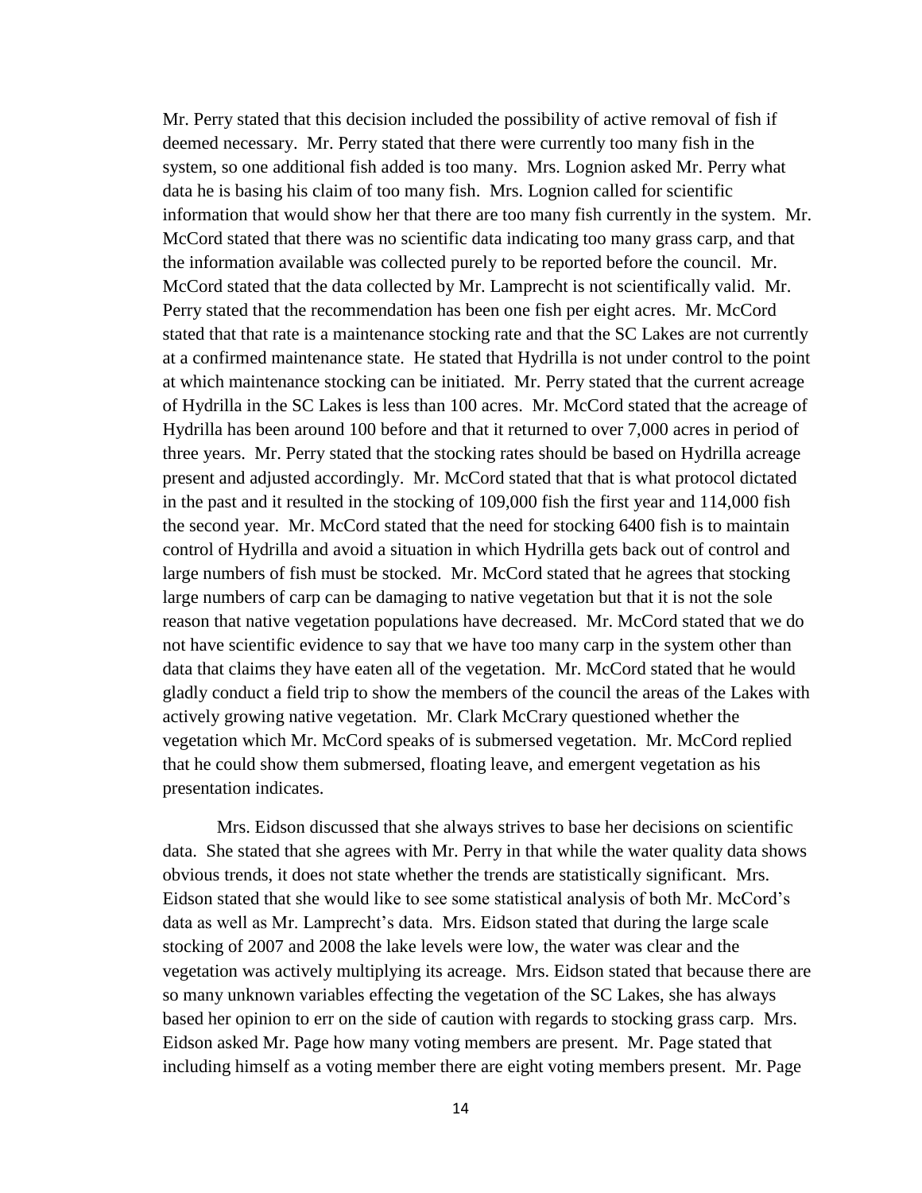Mr. Perry stated that this decision included the possibility of active removal of fish if deemed necessary. Mr. Perry stated that there were currently too many fish in the system, so one additional fish added is too many. Mrs. Lognion asked Mr. Perry what data he is basing his claim of too many fish. Mrs. Lognion called for scientific information that would show her that there are too many fish currently in the system. Mr. McCord stated that there was no scientific data indicating too many grass carp, and that the information available was collected purely to be reported before the council. Mr. McCord stated that the data collected by Mr. Lamprecht is not scientifically valid. Mr. Perry stated that the recommendation has been one fish per eight acres. Mr. McCord stated that that rate is a maintenance stocking rate and that the SC Lakes are not currently at a confirmed maintenance state. He stated that Hydrilla is not under control to the point at which maintenance stocking can be initiated. Mr. Perry stated that the current acreage of Hydrilla in the SC Lakes is less than 100 acres. Mr. McCord stated that the acreage of Hydrilla has been around 100 before and that it returned to over 7,000 acres in period of three years. Mr. Perry stated that the stocking rates should be based on Hydrilla acreage present and adjusted accordingly. Mr. McCord stated that that is what protocol dictated in the past and it resulted in the stocking of 109,000 fish the first year and 114,000 fish the second year. Mr. McCord stated that the need for stocking 6400 fish is to maintain control of Hydrilla and avoid a situation in which Hydrilla gets back out of control and large numbers of fish must be stocked. Mr. McCord stated that he agrees that stocking large numbers of carp can be damaging to native vegetation but that it is not the sole reason that native vegetation populations have decreased. Mr. McCord stated that we do not have scientific evidence to say that we have too many carp in the system other than data that claims they have eaten all of the vegetation. Mr. McCord stated that he would gladly conduct a field trip to show the members of the council the areas of the Lakes with actively growing native vegetation. Mr. Clark McCrary questioned whether the vegetation which Mr. McCord speaks of is submersed vegetation. Mr. McCord replied that he could show them submersed, floating leave, and emergent vegetation as his presentation indicates.

Mrs. Eidson discussed that she always strives to base her decisions on scientific data. She stated that she agrees with Mr. Perry in that while the water quality data shows obvious trends, it does not state whether the trends are statistically significant. Mrs. Eidson stated that she would like to see some statistical analysis of both Mr. McCord's data as well as Mr. Lamprecht's data. Mrs. Eidson stated that during the large scale stocking of 2007 and 2008 the lake levels were low, the water was clear and the vegetation was actively multiplying its acreage. Mrs. Eidson stated that because there are so many unknown variables effecting the vegetation of the SC Lakes, she has always based her opinion to err on the side of caution with regards to stocking grass carp. Mrs. Eidson asked Mr. Page how many voting members are present. Mr. Page stated that including himself as a voting member there are eight voting members present. Mr. Page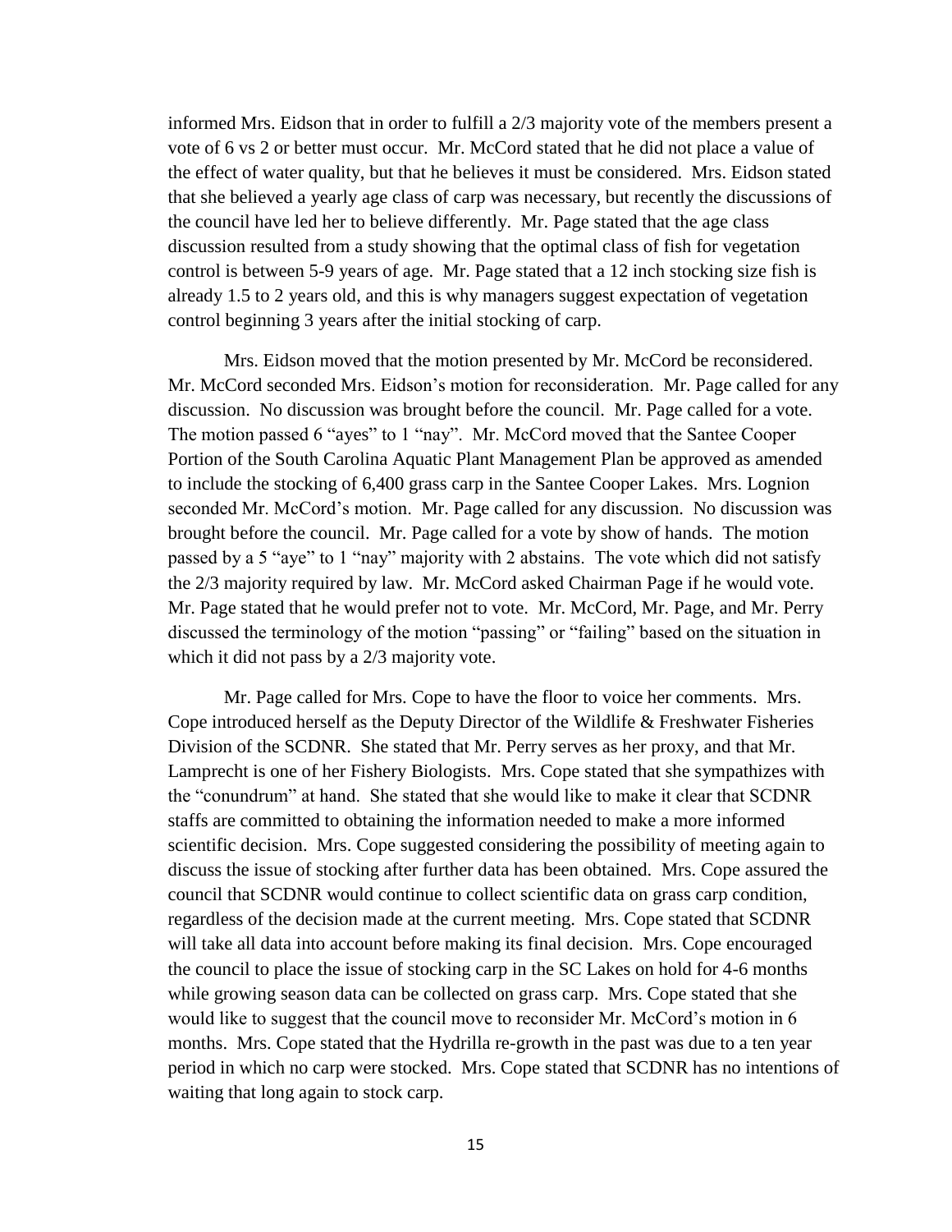informed Mrs. Eidson that in order to fulfill a 2/3 majority vote of the members present a vote of 6 vs 2 or better must occur. Mr. McCord stated that he did not place a value of the effect of water quality, but that he believes it must be considered. Mrs. Eidson stated that she believed a yearly age class of carp was necessary, but recently the discussions of the council have led her to believe differently. Mr. Page stated that the age class discussion resulted from a study showing that the optimal class of fish for vegetation control is between 5-9 years of age. Mr. Page stated that a 12 inch stocking size fish is already 1.5 to 2 years old, and this is why managers suggest expectation of vegetation control beginning 3 years after the initial stocking of carp.

Mrs. Eidson moved that the motion presented by Mr. McCord be reconsidered. Mr. McCord seconded Mrs. Eidson's motion for reconsideration. Mr. Page called for any discussion. No discussion was brought before the council. Mr. Page called for a vote. The motion passed 6 "ayes" to 1 "nay". Mr. McCord moved that the Santee Cooper Portion of the South Carolina Aquatic Plant Management Plan be approved as amended to include the stocking of 6,400 grass carp in the Santee Cooper Lakes. Mrs. Lognion seconded Mr. McCord's motion. Mr. Page called for any discussion. No discussion was brought before the council. Mr. Page called for a vote by show of hands. The motion passed by a 5 "aye" to 1 "nay" majority with 2 abstains. The vote which did not satisfy the 2/3 majority required by law. Mr. McCord asked Chairman Page if he would vote. Mr. Page stated that he would prefer not to vote. Mr. McCord, Mr. Page, and Mr. Perry discussed the terminology of the motion "passing" or "failing" based on the situation in which it did not pass by a 2/3 majority vote.

Mr. Page called for Mrs. Cope to have the floor to voice her comments. Mrs. Cope introduced herself as the Deputy Director of the Wildlife & Freshwater Fisheries Division of the SCDNR. She stated that Mr. Perry serves as her proxy, and that Mr. Lamprecht is one of her Fishery Biologists. Mrs. Cope stated that she sympathizes with the "conundrum" at hand. She stated that she would like to make it clear that SCDNR staffs are committed to obtaining the information needed to make a more informed scientific decision. Mrs. Cope suggested considering the possibility of meeting again to discuss the issue of stocking after further data has been obtained. Mrs. Cope assured the council that SCDNR would continue to collect scientific data on grass carp condition, regardless of the decision made at the current meeting. Mrs. Cope stated that SCDNR will take all data into account before making its final decision. Mrs. Cope encouraged the council to place the issue of stocking carp in the SC Lakes on hold for 4-6 months while growing season data can be collected on grass carp. Mrs. Cope stated that she would like to suggest that the council move to reconsider Mr. McCord's motion in 6 months. Mrs. Cope stated that the Hydrilla re-growth in the past was due to a ten year period in which no carp were stocked. Mrs. Cope stated that SCDNR has no intentions of waiting that long again to stock carp.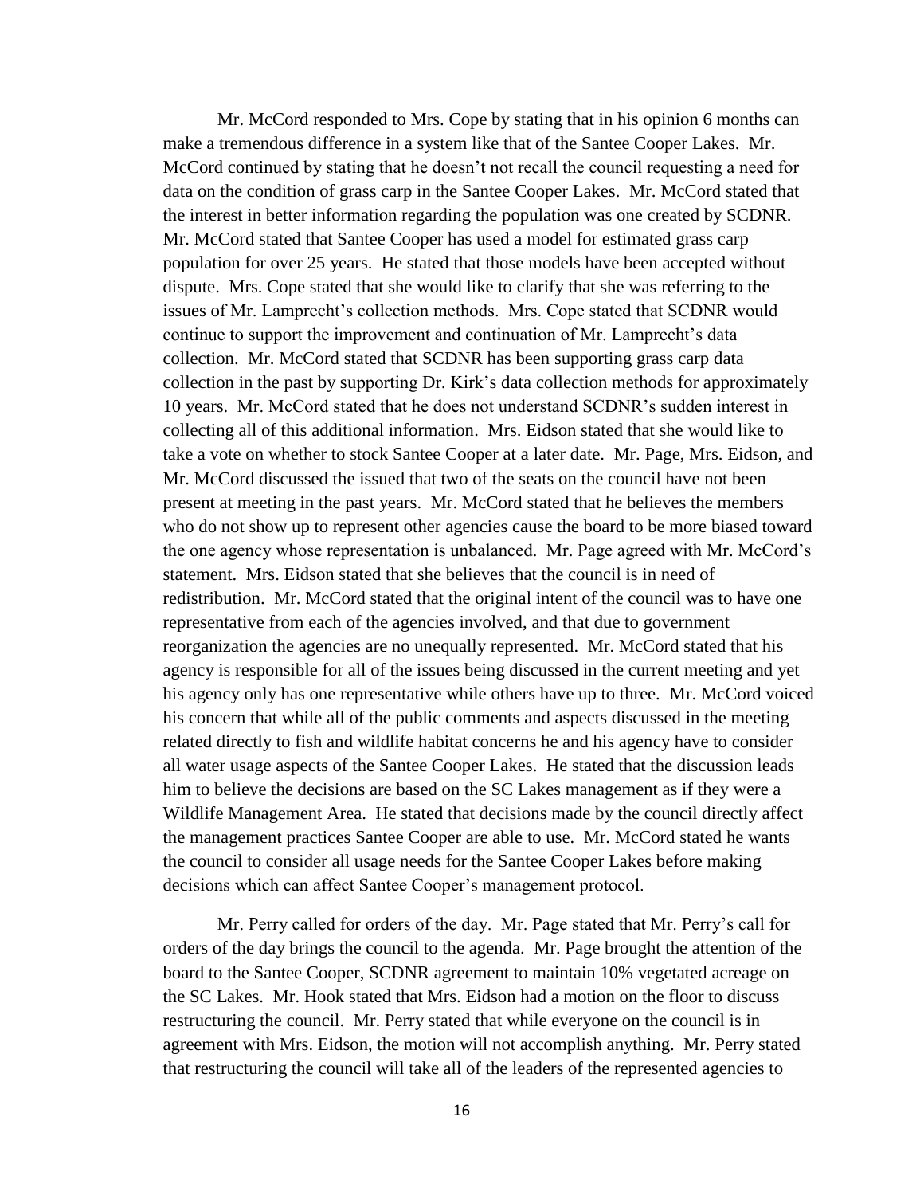Mr. McCord responded to Mrs. Cope by stating that in his opinion 6 months can make a tremendous difference in a system like that of the Santee Cooper Lakes. Mr. McCord continued by stating that he doesn't not recall the council requesting a need for data on the condition of grass carp in the Santee Cooper Lakes. Mr. McCord stated that the interest in better information regarding the population was one created by SCDNR. Mr. McCord stated that Santee Cooper has used a model for estimated grass carp population for over 25 years. He stated that those models have been accepted without dispute. Mrs. Cope stated that she would like to clarify that she was referring to the issues of Mr. Lamprecht's collection methods. Mrs. Cope stated that SCDNR would continue to support the improvement and continuation of Mr. Lamprecht's data collection. Mr. McCord stated that SCDNR has been supporting grass carp data collection in the past by supporting Dr. Kirk's data collection methods for approximately 10 years. Mr. McCord stated that he does not understand SCDNR's sudden interest in collecting all of this additional information. Mrs. Eidson stated that she would like to take a vote on whether to stock Santee Cooper at a later date. Mr. Page, Mrs. Eidson, and Mr. McCord discussed the issued that two of the seats on the council have not been present at meeting in the past years. Mr. McCord stated that he believes the members who do not show up to represent other agencies cause the board to be more biased toward the one agency whose representation is unbalanced. Mr. Page agreed with Mr. McCord's statement. Mrs. Eidson stated that she believes that the council is in need of redistribution. Mr. McCord stated that the original intent of the council was to have one representative from each of the agencies involved, and that due to government reorganization the agencies are no unequally represented. Mr. McCord stated that his agency is responsible for all of the issues being discussed in the current meeting and yet his agency only has one representative while others have up to three. Mr. McCord voiced his concern that while all of the public comments and aspects discussed in the meeting related directly to fish and wildlife habitat concerns he and his agency have to consider all water usage aspects of the Santee Cooper Lakes. He stated that the discussion leads him to believe the decisions are based on the SC Lakes management as if they were a Wildlife Management Area. He stated that decisions made by the council directly affect the management practices Santee Cooper are able to use. Mr. McCord stated he wants the council to consider all usage needs for the Santee Cooper Lakes before making decisions which can affect Santee Cooper's management protocol.

Mr. Perry called for orders of the day. Mr. Page stated that Mr. Perry's call for orders of the day brings the council to the agenda. Mr. Page brought the attention of the board to the Santee Cooper, SCDNR agreement to maintain 10% vegetated acreage on the SC Lakes. Mr. Hook stated that Mrs. Eidson had a motion on the floor to discuss restructuring the council. Mr. Perry stated that while everyone on the council is in agreement with Mrs. Eidson, the motion will not accomplish anything. Mr. Perry stated that restructuring the council will take all of the leaders of the represented agencies to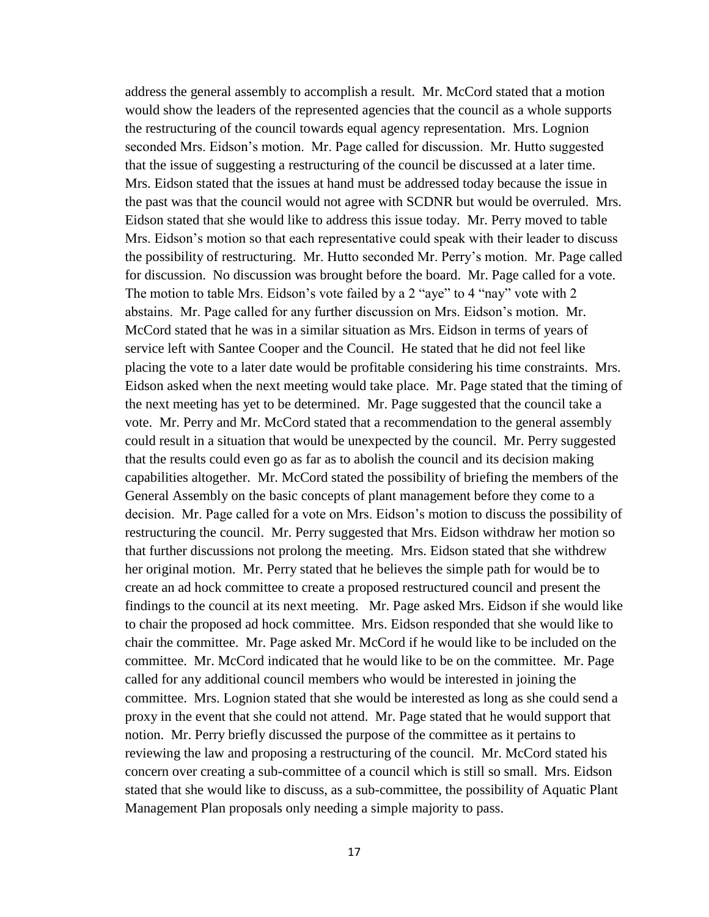address the general assembly to accomplish a result. Mr. McCord stated that a motion would show the leaders of the represented agencies that the council as a whole supports the restructuring of the council towards equal agency representation. Mrs. Lognion seconded Mrs. Eidson's motion. Mr. Page called for discussion. Mr. Hutto suggested that the issue of suggesting a restructuring of the council be discussed at a later time. Mrs. Eidson stated that the issues at hand must be addressed today because the issue in the past was that the council would not agree with SCDNR but would be overruled. Mrs. Eidson stated that she would like to address this issue today. Mr. Perry moved to table Mrs. Eidson's motion so that each representative could speak with their leader to discuss the possibility of restructuring. Mr. Hutto seconded Mr. Perry's motion. Mr. Page called for discussion. No discussion was brought before the board. Mr. Page called for a vote. The motion to table Mrs. Eidson's vote failed by a 2 "aye" to 4 "nay" vote with 2 abstains. Mr. Page called for any further discussion on Mrs. Eidson's motion. Mr. McCord stated that he was in a similar situation as Mrs. Eidson in terms of years of service left with Santee Cooper and the Council. He stated that he did not feel like placing the vote to a later date would be profitable considering his time constraints. Mrs. Eidson asked when the next meeting would take place. Mr. Page stated that the timing of the next meeting has yet to be determined. Mr. Page suggested that the council take a vote. Mr. Perry and Mr. McCord stated that a recommendation to the general assembly could result in a situation that would be unexpected by the council. Mr. Perry suggested that the results could even go as far as to abolish the council and its decision making capabilities altogether. Mr. McCord stated the possibility of briefing the members of the General Assembly on the basic concepts of plant management before they come to a decision. Mr. Page called for a vote on Mrs. Eidson's motion to discuss the possibility of restructuring the council. Mr. Perry suggested that Mrs. Eidson withdraw her motion so that further discussions not prolong the meeting. Mrs. Eidson stated that she withdrew her original motion. Mr. Perry stated that he believes the simple path for would be to create an ad hock committee to create a proposed restructured council and present the findings to the council at its next meeting. Mr. Page asked Mrs. Eidson if she would like to chair the proposed ad hock committee. Mrs. Eidson responded that she would like to chair the committee. Mr. Page asked Mr. McCord if he would like to be included on the committee. Mr. McCord indicated that he would like to be on the committee. Mr. Page called for any additional council members who would be interested in joining the committee. Mrs. Lognion stated that she would be interested as long as she could send a proxy in the event that she could not attend. Mr. Page stated that he would support that notion. Mr. Perry briefly discussed the purpose of the committee as it pertains to reviewing the law and proposing a restructuring of the council. Mr. McCord stated his concern over creating a sub-committee of a council which is still so small. Mrs. Eidson stated that she would like to discuss, as a sub-committee, the possibility of Aquatic Plant Management Plan proposals only needing a simple majority to pass.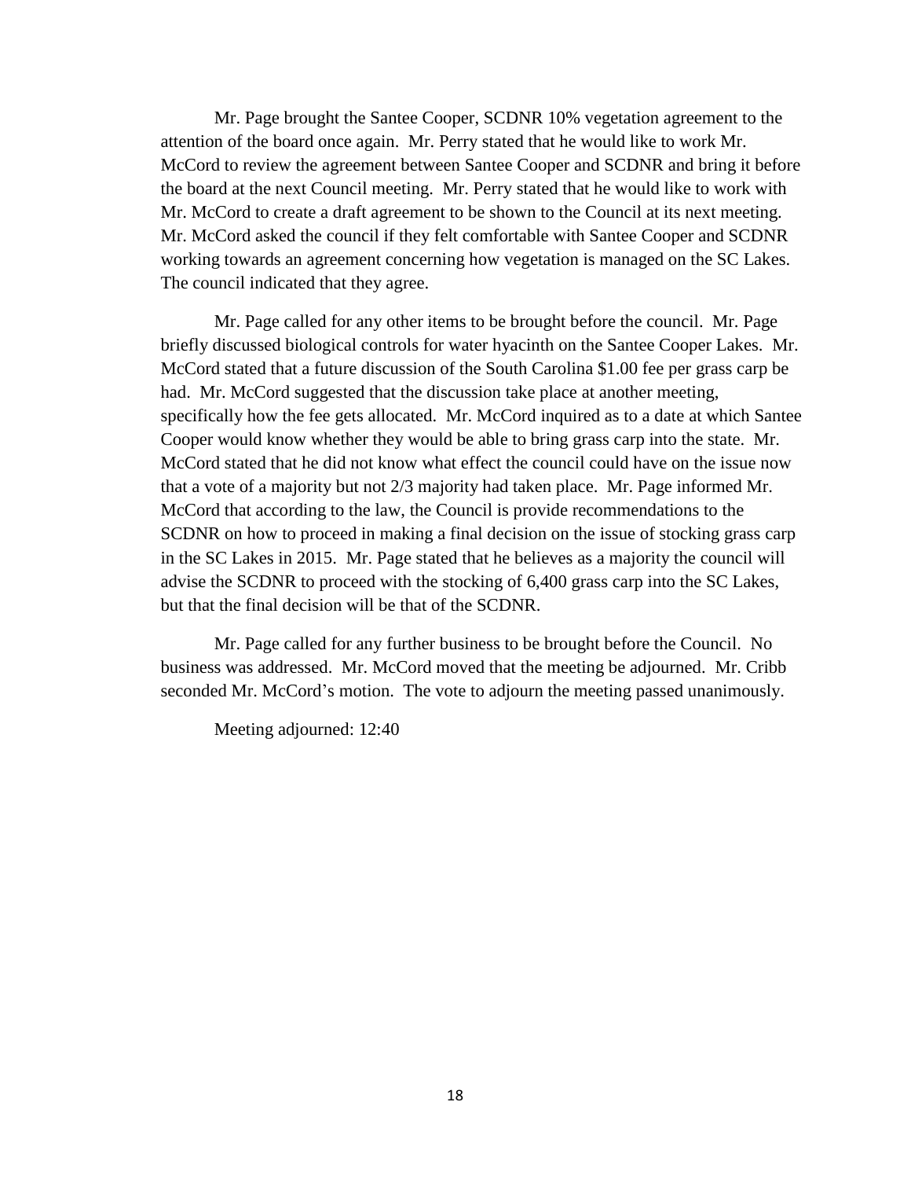Mr. Page brought the Santee Cooper, SCDNR 10% vegetation agreement to the attention of the board once again. Mr. Perry stated that he would like to work Mr. McCord to review the agreement between Santee Cooper and SCDNR and bring it before the board at the next Council meeting. Mr. Perry stated that he would like to work with Mr. McCord to create a draft agreement to be shown to the Council at its next meeting. Mr. McCord asked the council if they felt comfortable with Santee Cooper and SCDNR working towards an agreement concerning how vegetation is managed on the SC Lakes. The council indicated that they agree.

Mr. Page called for any other items to be brought before the council. Mr. Page briefly discussed biological controls for water hyacinth on the Santee Cooper Lakes. Mr. McCord stated that a future discussion of the South Carolina $1.00 fee per grass carp be had. Mr. McCord suggested that the discussion take place at another meeting, specifically how the fee gets allocated. Mr. McCord inquired as to a date at which Santee Cooper would know whether they would be able to bring grass carp into the state. Mr. McCord stated that he did not know what effect the council could have on the issue now that a vote of a majority but not 2/3 majority had taken place. Mr. Page informed Mr. McCord that according to the law, the Council is provide recommendations to the SCDNR on how to proceed in making a final decision on the issue of stocking grass carp in the SC Lakes in 2015. Mr. Page stated that he believes as a majority the council will advise the SCDNR to proceed with the stocking of 6,400 grass carp into the SC Lakes, but that the final decision will be that of the SCDNR.

Mr. Page called for any further business to be brought before the Council. No business was addressed. Mr. McCord moved that the meeting be adjourned. Mr. Cribb seconded Mr. McCord's motion. The vote to adjourn the meeting passed unanimously.

Meeting adjourned: 12:40